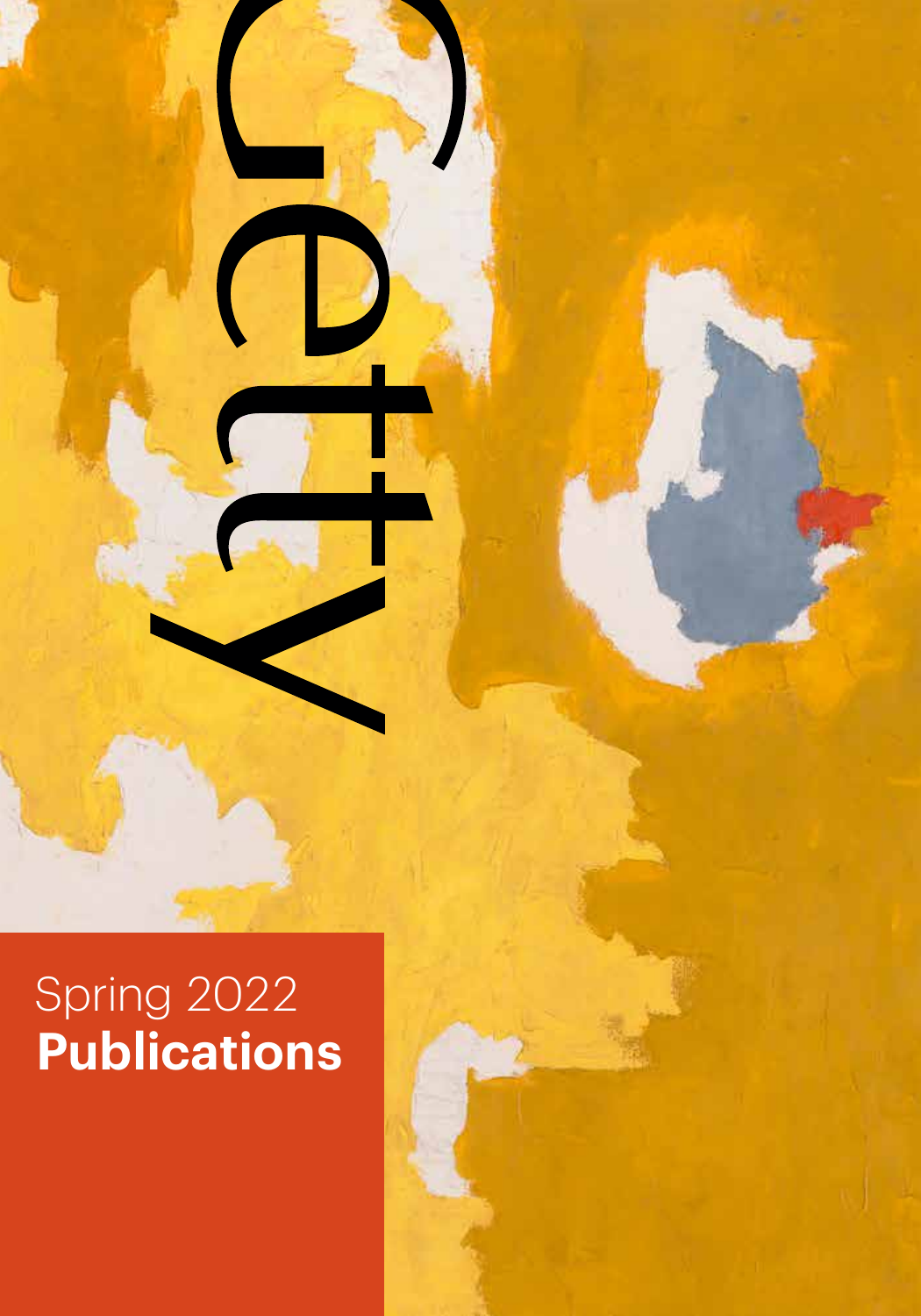Getty

Spring 2022
**Publications**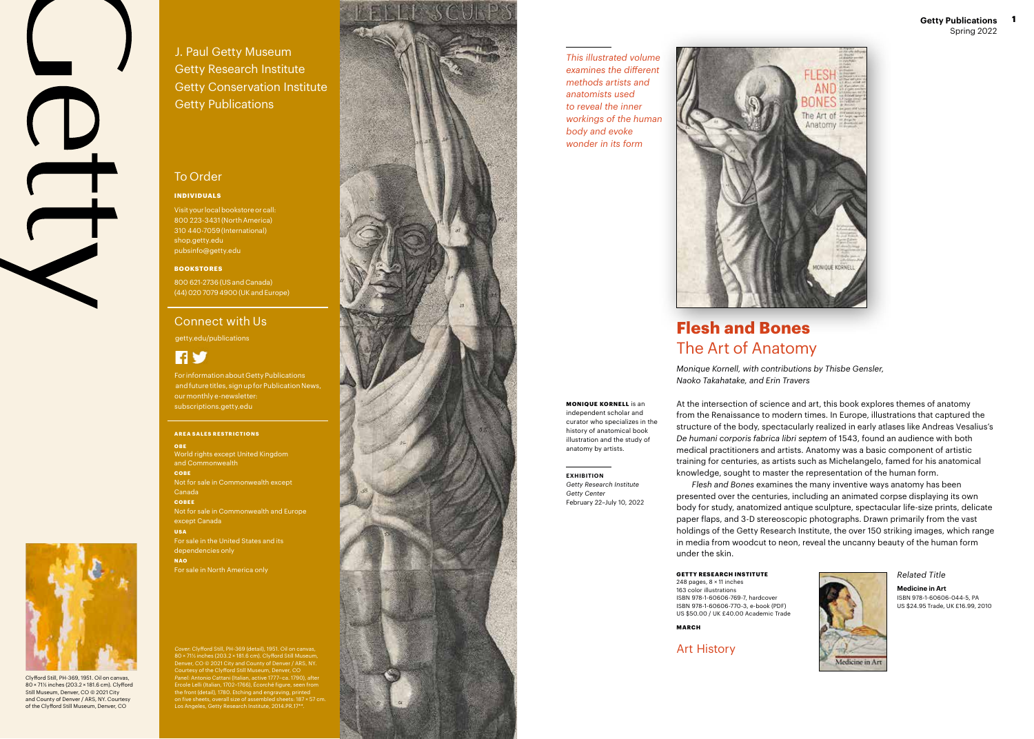J. Paul Getty Museum
Getty Research Institute
Getty Conservation Institute
Getty Publications

## To Order

**INDIVIDUALS**

Visit your local bookstore or call:
800 223-3431 (North America)
310 440-7059 (International)
shop.getty.edu
pubsinfo@getty.edu

**BOOKSTORES**

800 621-2736 (US and Canada)
(44) 020 7079 4900 (UK and Europe)

## Connect with Us

getty.edu/publications

For information about Getty Publications and future titles, sign up for Publication News, our monthly e-newsletter:
subscriptions.getty.edu

**AREA SALES RESTRICTIONS**

**OBE**
World rights except United Kingdom and Commonwealth

**COBE**
Not for sale in Commonwealth except Canada

**COBEE**
Not for sale in Commonwealth and Europe except Canada

**USA**
For sale in the United States and its dependencies only

**NAO**
For sale in North America only

Clyfford Still, PH-369, 1951. Oil on canvas, 80 × 71½ inches (203.2 × 181.6 cm). Clyfford Still Museum, Denver, CO © 2021 City and County of Denver / ARS, NY. Courtesy of the Clyfford Still Museum, Denver, CO

*Cover:* Clyfford Still, PH-369 (detail), 1951. Oil on canvas, 80 × 71½ inches (203.2 × 181.6 cm). Clyfford Still Museum, Denver, CO © 2021 City and County of Denver / ARS, NY. Courtesy of the Clyfford Still Museum, Denver, CO
*Panel:* Antonio Cattani (Italian, active 1777–ca. 1790), after Ercole Lelli (Italian, 1702–1766), Écorché figure, seen from the front (detail), 1780. Etching and engraving, printed on five sheets, overall size of assembled sheets: 187 × 57 cm. Los Angeles, Getty Research Institute, 2014.PR.17**.

*This illustrated volume examines the different methods artists and anatomists used to reveal the inner workings of the human body and evoke wonder in its form*

# Flesh and Bones
## The Art of Anatomy

*Monique Kornell, with contributions by Thisbe Gensler, Naoko Takahatake, and Erin Travers*

**MONIQUE KORNELL** is an independent scholar and curator who specializes in the history of anatomical book illustration and the study of anatomy by artists.

**EXHIBITION**
*Getty Research Institute*
*Getty Center*
February 22–July 10, 2022

At the intersection of science and art, this book explores themes of anatomy from the Renaissance to modern times. In Europe, illustrations that captured the structure of the body, spectacularly realized in early atlases like Andreas Vesalius's *De humani corporis fabrica libri septem* of 1543, found an audience with both medical practitioners and artists. Anatomy was a basic component of artistic training for centuries, as artists such as Michelangelo, famed for his anatomical knowledge, sought to master the representation of the human form.

*Flesh and Bones* examines the many inventive ways anatomy has been presented over the centuries, including an animated corpse displaying its own body for study, anatomized antique sculpture, spectacular life-size prints, delicate paper flaps, and 3-D stereoscopic photographs. Drawn primarily from the vast holdings of the Getty Research Institute, the over 150 striking images, which range in media from woodcut to neon, reveal the uncanny beauty of the human form under the skin.

**GETTY RESEARCH INSTITUTE**
248 pages, 8 × 11 inches
163 color illustrations
ISBN 978-1-60606-769-7, hardcover
ISBN 978-1-60606-770-3, e-book (PDF)
US $50.00 / UK £40.00 Academic Trade

**MARCH**

Art History

*Related Title*

**Medicine in Art**
ISBN 978-1-60606-044-5, PA
US $24.95 Trade, UK £16.99, 2010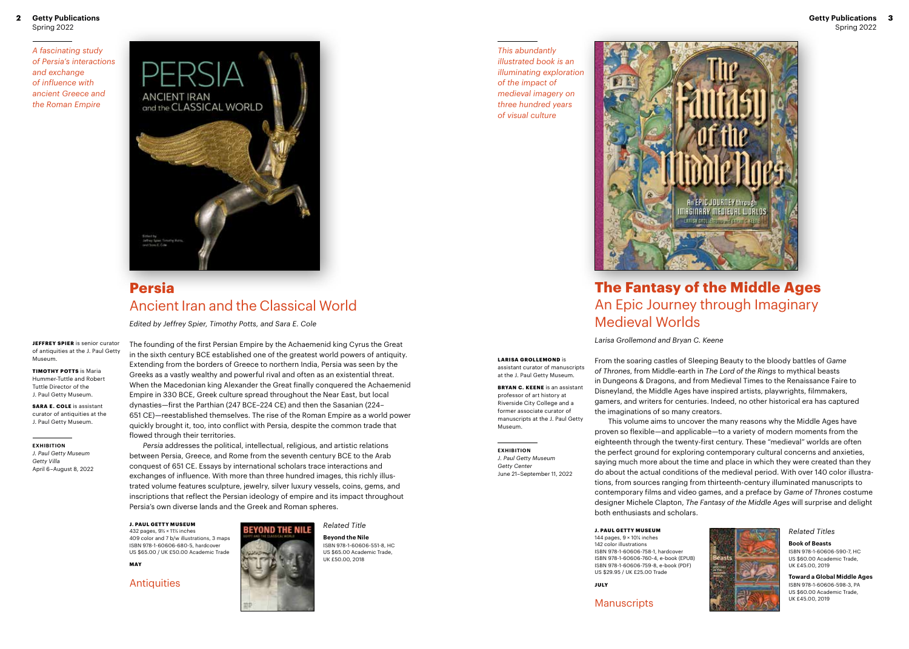*A fascinating study of Persia's interactions and exchange of influence with ancient Greece and the Roman Empire*

# Persia
## Ancient Iran and the Classical World

*Edited by Jeffrey Spier, Timothy Potts, and Sara E. Cole*

**JEFFREY SPIER** is senior curator of antiquities at the J. Paul Getty Museum.

**TIMOTHY POTTS** is Maria Hummer-Tuttle and Robert Tuttle Director of the J. Paul Getty Museum.

**SARA E. COLE** is assistant curator of antiquities at the J. Paul Getty Museum.

**EXHIBITION**
*J. Paul Getty Museum*
*Getty Villa*
April 6–August 8, 2022

The founding of the first Persian Empire by the Achaemenid king Cyrus the Great in the sixth century BCE established one of the greatest world powers of antiquity. Extending from the borders of Greece to northern India, Persia was seen by the Greeks as a vastly wealthy and powerful rival and often as an existential threat. When the Macedonian king Alexander the Great finally conquered the Achaemenid Empire in 330 BCE, Greek culture spread throughout the Near East, but local dynasties—first the Parthian (247 BCE–224 CE) and then the Sasanian (224–651 CE)—reestablished themselves. The rise of the Roman Empire as a world power quickly brought it, too, into conflict with Persia, despite the common trade that flowed through their territories.

*Persia* addresses the political, intellectual, religious, and artistic relations between Persia, Greece, and Rome from the seventh century BCE to the Arab conquest of 651 CE. Essays by international scholars trace interactions and exchanges of influence. With more than three hundred images, this richly illustrated volume features sculpture, jewelry, silver luxury vessels, coins, gems, and inscriptions that reflect the Persian ideology of empire and its impact throughout Persia's own diverse lands and the Greek and Roman spheres.

**J. PAUL GETTY MUSEUM**
432 pages, 9½ × 11½ inches
409 color and 7 b/w illustrations, 3 maps
ISBN 978-1-60606-680-5, hardcover
US $65.00 / UK £50.00 Academic Trade

**MAY**

Antiquities

*Related Title*

**Beyond the Nile**
ISBN 978-1-60606-551-8, HC
US $65.00 Academic Trade, UK £50.00, 2018

*This abundantly illustrated book is an illuminating exploration of the impact of medieval imagery on three hundred years of visual culture*

# The Fantasy of the Middle Ages
## An Epic Journey through Imaginary Medieval Worlds

*Larisa Grollemond and Bryan C. Keene*

**LARISA GROLLEMOND** is assistant curator of manuscripts at the J. Paul Getty Museum.

**BRYAN C. KEENE** is an assistant professor of art history at Riverside City College and a former associate curator of manuscripts at the J. Paul Getty Museum.

**EXHIBITION**
*J. Paul Getty Museum*
*Getty Center*
June 21–September 11, 2022

From the soaring castles of Sleeping Beauty to the bloody battles of *Game of Thrones*, from Middle-earth in *The Lord of the Rings* to mythical beasts in Dungeons & Dragons, and from Medieval Times to the Renaissance Faire to Disneyland, the Middle Ages have inspired artists, playwrights, filmmakers, gamers, and writers for centuries. Indeed, no other historical era has captured the imaginations of so many creators.

This volume aims to uncover the many reasons why the Middle Ages have proven so flexible—and applicable—to a variety of modern moments from the eighteenth through the twenty-first century. These "medieval" worlds are often the perfect ground for exploring contemporary cultural concerns and anxieties, saying much more about the time and place in which they were created than they do about the actual conditions of the medieval period. With over 140 color illustrations, from sources ranging from thirteenth-century illuminated manuscripts to contemporary films and video games, and a preface by *Game of Thrones* costume designer Michele Clapton, *The Fantasy of the Middle Ages* will surprise and delight both enthusiasts and scholars.

**J. PAUL GETTY MUSEUM**
144 pages, 9 × 10¾ inches
142 color illustrations
ISBN 978-1-60606-758-1, hardcover
ISBN 978-1-60606-760-4, e-book (EPUB)
ISBN 978-1-60606-759-8, e-book (PDF)
US $29.95 / UK £25.00 Trade

**JULY**

Manuscripts

*Related Titles*

**Book of Beasts**
ISBN 978-1-60606-590-7, HC
US $60.00 Academic Trade, UK £45.00, 2019

**Toward a Global Middle Ages**
ISBN 978-1-60606-598-3, PA
US $60.00 Academic Trade, UK £45.00, 2019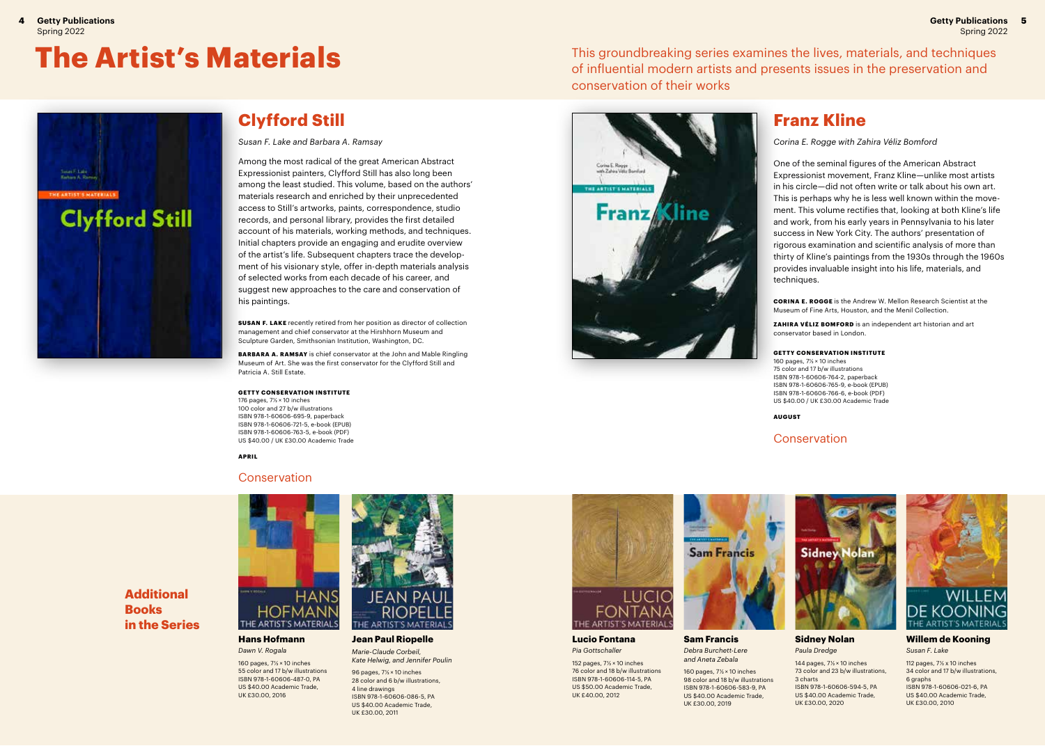# The Artist's Materials

This groundbreaking series examines the lives, materials, and techniques of influential modern artists and presents issues in the preservation and conservation of their works

## Clyfford Still

*Susan F. Lake and Barbara A. Ramsay*

Among the most radical of the great American Abstract Expressionist painters, Clyfford Still has also long been among the least studied. This volume, based on the authors' materials research and enriched by their unprecedented access to Still's artworks, paints, correspondence, studio records, and personal library, provides the first detailed account of his materials, working methods, and techniques. Initial chapters provide an engaging and erudite overview of the artist's life. Subsequent chapters trace the development of his visionary style, offer in-depth materials analysis of selected works from each decade of his career, and suggest new approaches to the care and conservation of his paintings.

**SUSAN F. LAKE** recently retired from her position as director of collection management and chief conservator at the Hirshhorn Museum and Sculpture Garden, Smithsonian Institution, Washington, DC.

**BARBARA A. RAMSAY** is chief conservator at the John and Mable Ringling Museum of Art. She was the first conservator for the Clyfford Still and Patricia A. Still Estate.

**GETTY CONSERVATION INSTITUTE**
176 pages, 7½ × 10 inches
100 color and 27 b/w illustrations
ISBN 978-1-60606-695-9, paperback
ISBN 978-1-60606-721-5, e-book (EPUB)
ISBN 978-1-60606-763-5, e-book (PDF)
US $40.00 / UK £30.00 Academic Trade

**APRIL**

Conservation

## Franz Kline

*Corina E. Rogge with Zahira Véliz Bomford*

One of the seminal figures of the American Abstract Expressionist movement, Franz Kline—unlike most artists in his circle—did not often write or talk about his own art. This is perhaps why he is less well known within the movement. This volume rectifies that, looking at both Kline's life and work, from his early years in Pennsylvania to his later success in New York City. The authors' presentation of rigorous examination and scientific analysis of more than thirty of Kline's paintings from the 1930s through the 1960s provides invaluable insight into his life, materials, and techniques.

**CORINA E. ROGGE** is the Andrew W. Mellon Research Scientist at the Museum of Fine Arts, Houston, and the Menil Collection.

**ZAHIRA VÉLIZ BOMFORD** is an independent art historian and art conservator based in London.

**GETTY CONSERVATION INSTITUTE**
160 pages, 7½ × 10 inches
75 color and 17 b/w illustrations
ISBN 978-1-60606-764-2, paperback
ISBN 978-1-60606-765-9, e-book (EPUB)
ISBN 978-1-60606-766-6, e-book (PDF)
US $40.00 / UK £30.00 Academic Trade

**AUGUST**

Conservation

## Additional Books in the Series

**Hans Hofmann**
*Dawn V. Rogala*
160 pages, 7½ × 10 inches
55 color and 17 b/w illustrations
ISBN 978-1-60606-487-0, PA
US $40.00 Academic Trade,
UK £30.00, 2016

**Jean Paul Riopelle**
*Marie-Claude Corbeil, Kate Helwig, and Jennifer Poulin*
96 pages, 7½ × 10 inches
28 color and 6 b/w illustrations,
4 line drawings
ISBN 978-1-60606-086-5, PA
US $40.00 Academic Trade,
UK £30.00, 2011

**Lucio Fontana**
*Pia Gottschaller*
152 pages, 7½ × 10 inches
76 color and 18 b/w illustrations
ISBN 978-1-60606-114-5, PA
US $50.00 Academic Trade,
UK £40.00, 2012

**Sam Francis**
*Debra Burchett-Lere and Aneta Zebala*
160 pages, 7½ × 10 inches
98 color and 18 b/w illustrations
ISBN 978-1-60606-583-9, PA
US $40.00 Academic Trade,
UK £30.00, 2019

**Sidney Nolan**
*Paula Dredge*
144 pages, 7½ × 10 inches
73 color and 23 b/w illustrations,
3 charts
ISBN 978-1-60606-594-5, PA
US $40.00 Academic Trade,
UK £30.00, 2020

**Willem de Kooning**
*Susan F. Lake*
112 pages, 7½ x 10 inches
34 color and 17 b/w illustrations,
6 graphs
ISBN 978-1-60606-021-6, PA
US $40.00 Academic Trade,
UK £30.00, 2010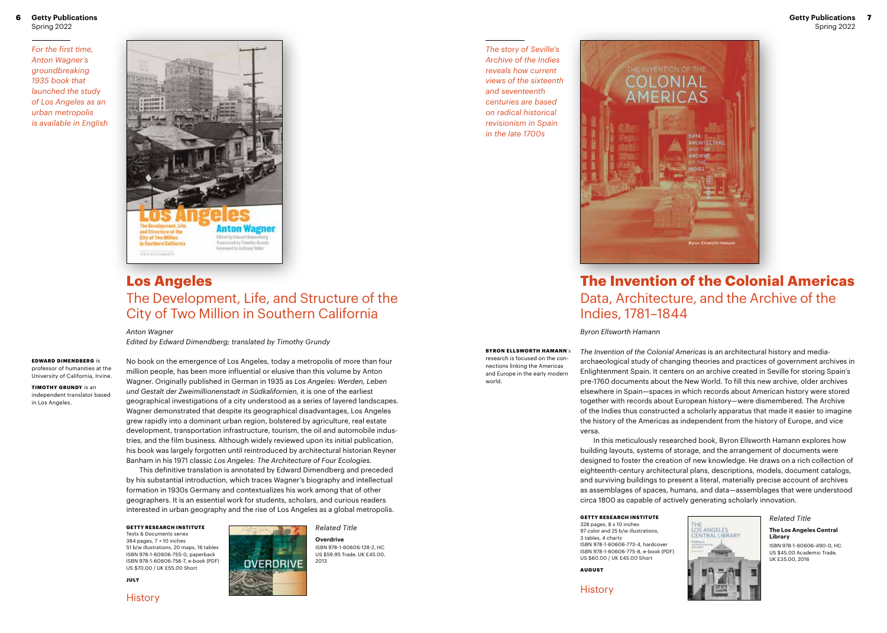*For the first time, Anton Wagner's groundbreaking 1935 book that launched the study of Los Angeles as an urban metropolis is available in English*

# Los Angeles

## The Development, Life, and Structure of the City of Two Million in Southern California

*Anton Wagner*

*Edited by Edward Dimendberg; translated by Timothy Grundy*

**EDWARD DIMENDBERG** is professor of humanities at the University of California, Irvine.

**TIMOTHY GRUNDY** is an independent translator based in Los Angeles.

No book on the emergence of Los Angeles, today a metropolis of more than four million people, has been more influential or elusive than this volume by Anton Wagner. Originally published in German in 1935 as *Los Angeles: Werden, Leben und Gestalt der Zweimillionenstadt in Südkalifornien,* it is one of the earliest geographical investigations of a city understood as a series of layered landscapes. Wagner demonstrated that despite its geographical disadvantages, Los Angeles grew rapidly into a dominant urban region, bolstered by agriculture, real estate development, transportation infrastructure, tourism, the oil and automobile industries, and the film business. Although widely reviewed upon its initial publication, his book was largely forgotten until reintroduced by architectural historian Reyner Banham in his 1971 classic *Los Angeles: The Architecture of Four Ecologies.*

This definitive translation is annotated by Edward Dimendberg and preceded by his substantial introduction, which traces Wagner's biography and intellectual formation in 1930s Germany and contextualizes his work among that of other geographers. It is an essential work for students, scholars, and curious readers interested in urban geography and the rise of Los Angeles as a global metropolis.

**GETTY RESEARCH INSTITUTE**
Texts & Documents series
384 pages, 7 × 10 inches
51 b/w illustrations, 20 maps, 16 tables
ISBN 978-1-60606-755-0, paperback
ISBN 978-1-60606-756-7, e-book (PDF)
US $70.00 / UK £55.00 Short

**JULY**

History

*Related Title*

**Overdrive**
ISBN 978-1-60606-128-2, HC
US $59.95 Trade, UK £45.00, 2013

*The story of Seville's Archive of the Indies reveals how current views of the sixteenth and seventeenth centuries are based on radical historical revisionism in Spain in the late 1700s*

# The Invention of the Colonial Americas

## Data, Architecture, and the Archive of the Indies, 1781–1844

*Byron Ellsworth Hamann*

**BYRON ELLSWORTH HAMANN**'s research is focused on the connections linking the Americas and Europe in the early modern world.

*The Invention of the Colonial Americas* is an architectural history and media-archaeological study of changing theories and practices of government archives in Enlightenment Spain. It centers on an archive created in Seville for storing Spain's pre-1760 documents about the New World. To fill this new archive, older archives elsewhere in Spain—spaces in which records about American history were stored together with records about European history—were dismembered. The Archive of the Indies thus constructed a scholarly apparatus that made it easier to imagine the history of the Americas as independent from the history of Europe, and vice versa.

In this meticulously researched book, Byron Ellsworth Hamann explores how building layouts, systems of storage, and the arrangement of documents were designed to foster the creation of new knowledge. He draws on a rich collection of eighteenth-century architectural plans, descriptions, models, document catalogs, and surviving buildings to present a literal, materially precise account of archives as assemblages of spaces, humans, and data—assemblages that were understood circa 1800 as capable of actively generating scholarly innovation.

**GETTY RESEARCH INSTITUTE**
328 pages, 8 x 10 inches
97 color and 25 b/w illustrations, 3 tables, 4 charts
ISBN 978-1-60606-773-4, hardcover
ISBN 978-1-60606-775-8, e-book (PDF)
US $60.00 / UK £45.00 Short

**AUGUST**

History

*Related Title*

**The Los Angeles Central Library**
ISBN 978-1-60606-490-0, HC
US $45.00 Academic Trade, UK £35.00, 2016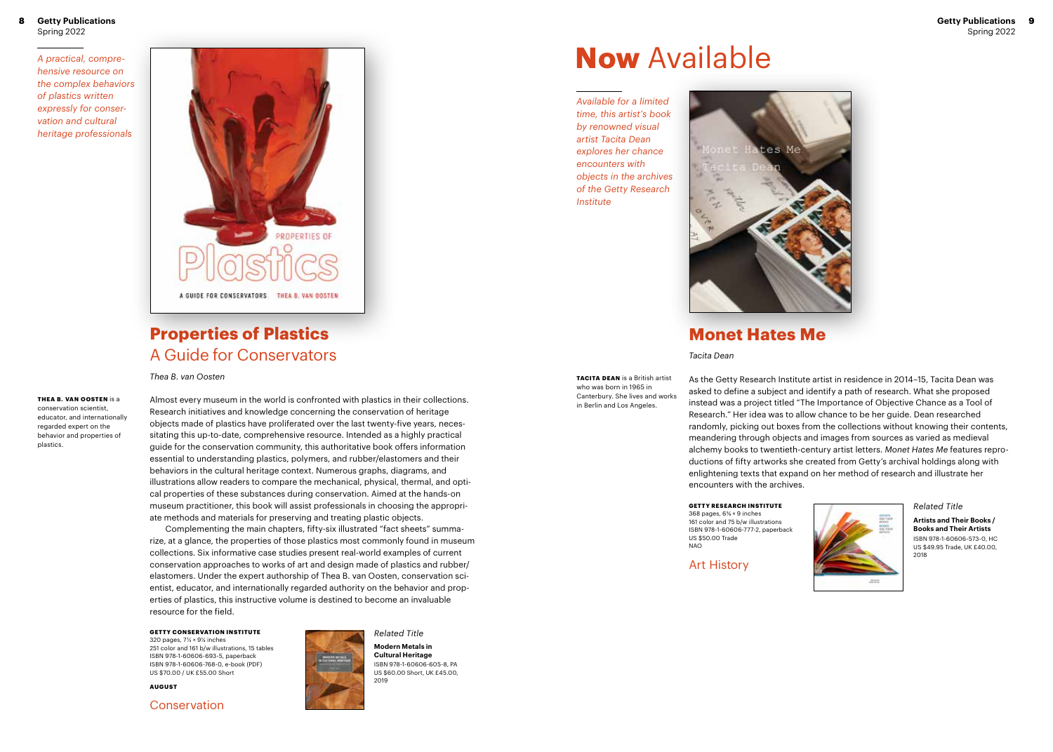*A practical, comprehensive resource on the complex behaviors of plastics written expressly for conservation and cultural heritage professionals*

## Properties of Plastics
### A Guide for Conservators

*Thea B. van Oosten*

**THEA B. VAN OOSTEN** is a conservation scientist, educator, and internationally regarded expert on the behavior and properties of plastics.

Almost every museum in the world is confronted with plastics in their collections. Research initiatives and knowledge concerning the conservation of heritage objects made of plastics have proliferated over the last twenty-five years, necessitating this up-to-date, comprehensive resource. Intended as a highly practical guide for the conservation community, this authoritative book offers information essential to understanding plastics, polymers, and rubber/elastomers and their behaviors in the cultural heritage context. Numerous graphs, diagrams, and illustrations allow readers to compare the mechanical, physical, thermal, and optical properties of these substances during conservation. Aimed at the hands-on museum practitioner, this book will assist professionals in choosing the appropriate methods and materials for preserving and treating plastic objects.

Complementing the main chapters, fifty-six illustrated "fact sheets" summarize, at a glance, the properties of those plastics most commonly found in museum collections. Six informative case studies present real-world examples of current conservation approaches to works of art and design made of plastics and rubber/elastomers. Under the expert authorship of Thea B. van Oosten, conservation scientist, educator, and internationally regarded authority on the behavior and properties of plastics, this instructive volume is destined to become an invaluable resource for the field.

**GETTY CONSERVATION INSTITUTE**
320 pages, 7½ × 9¼ inches
251 color and 161 b/w illustrations, 15 tables
ISBN 978-1-60606-693-5, paperback
ISBN 978-1-60606-768-0, e-book (PDF)
US $70.00 / UK £55.00 Short

**AUGUST**

Conservation

*Related Title*

**Modern Metals in Cultural Heritage**
ISBN 978-1-60606-605-8, PA
US $60.00 Short, UK £45.00, 2019

# **Now** Available

*Available for a limited time, this artist's book by renowned visual artist Tacita Dean explores her chance encounters with objects in the archives of the Getty Research Institute*

## Monet Hates Me

*Tacita Dean*

**TACITA DEAN** is a British artist who was born in 1965 in Canterbury. She lives and works in Berlin and Los Angeles.

As the Getty Research Institute artist in residence in 2014–15, Tacita Dean was asked to define a subject and identify a path of research. What she proposed instead was a project titled "The Importance of Objective Chance as a Tool of Research." Her idea was to allow chance to be her guide. Dean researched randomly, picking out boxes from the collections without knowing their contents, meandering through objects and images from sources as varied as medieval alchemy books to twentieth-century artist letters. *Monet Hates Me* features reproductions of fifty artworks she created from Getty's archival holdings along with enlightening texts that expand on her method of research and illustrate her encounters with the archives.

**GETTY RESEARCH INSTITUTE**
368 pages, 6¾ × 9 inches
161 color and 75 b/w illustrations
ISBN 978-1-60606-777-2, paperback
US $50.00 Trade
NAO

Art History

*Related Title*

**Artists and Their Books / Books and Their Artists**
ISBN 978-1-60606-573-0, HC
US $49.95 Trade, UK £40.00, 2018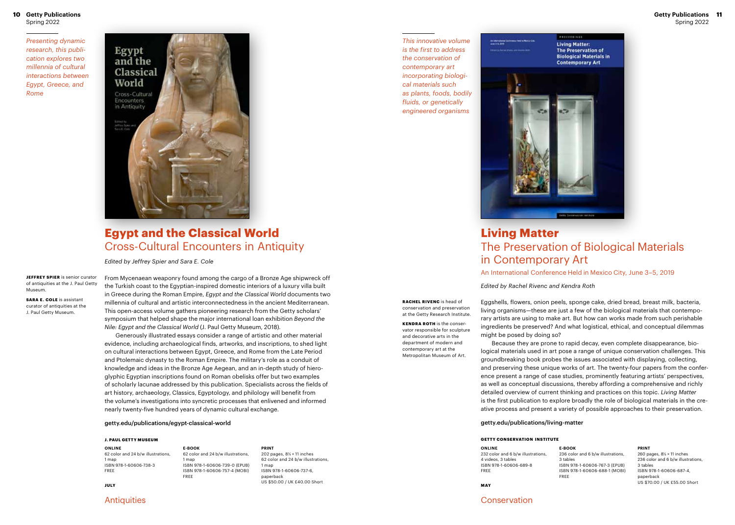*Presenting dynamic research, this publication explores two millennia of cultural interactions between Egypt, Greece, and Rome*

# Egypt and the Classical World

## Cross-Cultural Encounters in Antiquity

*Edited by Jeffrey Spier and Sara E. Cole*

**JEFFREY SPIER** is senior curator of antiquities at the J. Paul Getty Museum.

**SARA E. COLE** is assistant curator of antiquities at the J. Paul Getty Museum.

From Mycenaean weaponry found among the cargo of a Bronze Age shipwreck off the Turkish coast to the Egyptian-inspired domestic interiors of a luxury villa built in Greece during the Roman Empire, *Egypt and the Classical World* documents two millennia of cultural and artistic interconnectedness in the ancient Mediterranean. This open-access volume gathers pioneering research from the Getty scholars' symposium that helped shape the major international loan exhibition *Beyond the Nile: Egypt and the Classical World* (J. Paul Getty Museum, 2018).

Generously illustrated essays consider a range of artistic and other material evidence, including archaeological finds, artworks, and inscriptions, to shed light on cultural interactions between Egypt, Greece, and Rome from the Late Period and Ptolemaic dynasty to the Roman Empire. The military's role as a conduit of knowledge and ideas in the Bronze Age Aegean, and an in-depth study of hieroglyphic Egyptian inscriptions found on Roman obelisks offer but two examples of scholarly lacunae addressed by this publication. Specialists across the fields of art history, archaeology, Classics, Egyptology, and philology will benefit from the volume's investigations into syncretic processes that enlivened and informed nearly twenty-five hundred years of dynamic cultural exchange.

getty.edu/publications/egypt-classical-world

**J. PAUL GETTY MUSEUM**

**ONLINE**
62 color and 24 b/w illustrations, 1 map
ISBN 978-1-60606-738-3
FREE

**E-BOOK**
62 color and 24 b/w illustrations, 1 map
ISBN 978-1-60606-739-0 (EPUB)
ISBN 978-1-60606-757-4 (MOBI)
FREE

**PRINT**
202 pages, 8½ × 11 inches
62 color and 24 b/w illustrations, 1 map
ISBN 978-1-60606-737-6, paperback
US $50.00 / UK £40.00 Short

**JULY**

Antiquities

*This innovative volume is the first to address the conservation of contemporary art incorporating biological materials such as plants, foods, bodily fluids, or genetically engineered organisms*

# Living Matter

## The Preservation of Biological Materials in Contemporary Art

An International Conference Held in Mexico City, June 3–5, 2019

*Edited by Rachel Rivenc and Kendra Roth*

**RACHEL RIVENC** is head of conservation and preservation at the Getty Research Institute.

**KENDRA ROTH** is the conservator responsible for sculpture and decorative arts in the department of modern and contemporary art at the Metropolitan Museum of Art.

Eggshells, flowers, onion peels, sponge cake, dried bread, breast milk, bacteria, living organisms—these are just a few of the biological materials that contemporary artists are using to make art. But how can works made from such perishable ingredients be preserved? And what logistical, ethical, and conceptual dilemmas might be posed by doing so?

Because they are prone to rapid decay, even complete disappearance, biological materials used in art pose a range of unique conservation challenges. This groundbreaking book probes the issues associated with displaying, collecting, and preserving these unique works of art. The twenty-four papers from the conference present a range of case studies, prominently featuring artists' perspectives, as well as conceptual discussions, thereby affording a comprehensive and richly detailed overview of current thinking and practices on this topic. *Living Matter* is the first publication to explore broadly the role of biological materials in the creative process and present a variety of possible approaches to their preservation.

getty.edu/publications/living-matter

**GETTY CONSERVATION INSTITUTE**

**ONLINE**
232 color and 6 b/w illustrations, 4 videos, 3 tables
ISBN 978-1-60606-689-8
FREE

**E-BOOK**
236 color and 6 b/w illustrations, 3 tables
ISBN 978-1-60606-767-3 (EPUB)
ISBN 978-1-60606-688-1 (MOBI)
FREE

**PRINT**
260 pages, 8½ × 11 inches
236 color and 6 b/w illustrations, 3 tables
ISBN 978-1-60606-687-4, paperback
US $70.00 / UK £55.00 Short

**MAY**

Conservation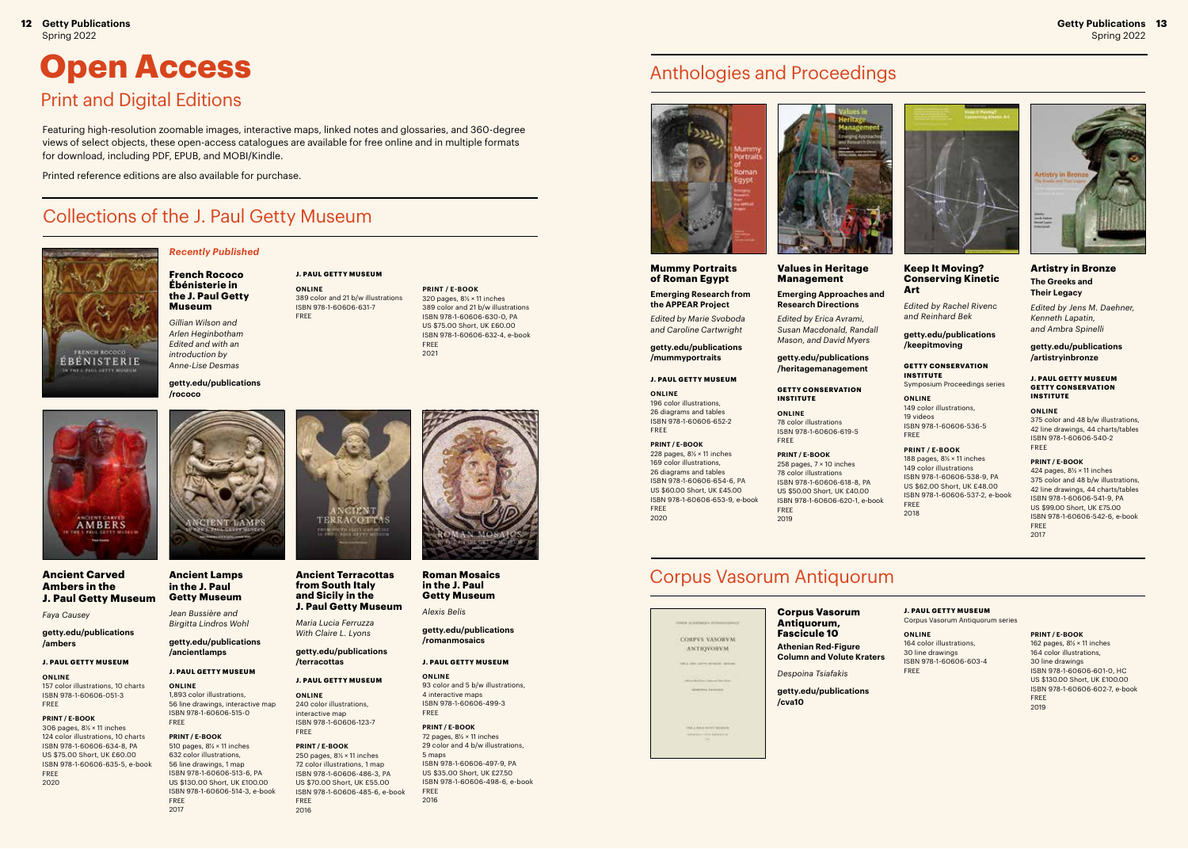# Open Access

## Print and Digital Editions

Featuring high-resolution zoomable images, interactive maps, linked notes and glossaries, and 360-degree views of select objects, these open-access catalogues are available for free online and in multiple formats for download, including PDF, EPUB, and MOBI/Kindle.

Printed reference editions are also available for purchase.

## Collections of the J. Paul Getty Museum

*Recently Published*

### French Rococo Ébénisterie in the J. Paul Getty Museum

*Gillian Wilson and Arlen Heginbotham Edited and with an introduction by Anne-Lise Desmas*

**getty.edu/publications /rococo**

**J. PAUL GETTY MUSEUM**

**ONLINE**
389 color and 21 b/w illustrations
ISBN 978-1-60606-631-7
FREE

**PRINT / E-BOOK**
320 pages, 8½ × 11 inches
389 color and 21 b/w illustrations
ISBN 978-1-60606-630-0, PA
US $75.00 Short, UK £60.00
ISBN 978-1-60606-632-4, e-book
FREE
2021

### Ancient Carved Ambers in the J. Paul Getty Museum

*Faya Causey*

**getty.edu/publications /ambers**

**J. PAUL GETTY MUSEUM**

**ONLINE**
157 color illustrations, 10 charts
ISBN 978-1-60606-051-3
FREE

**PRINT / E-BOOK**
306 pages, 8½ × 11 inches
124 color illustrations, 10 charts
ISBN 978-1-60606-634-8, PA
US $75.00 Short, UK £60.00
ISBN 978-1-60606-635-5, e-book
FREE
2020

### Ancient Lamps in the J. Paul Getty Museum

*Jean Bussière and Birgitta Lindros Wohl*

**getty.edu/publications /ancientlamps**

**J. PAUL GETTY MUSEUM**

**ONLINE**
1,893 color illustrations, 56 line drawings, interactive map
ISBN 978-1-60606-515-0
FREE

**PRINT / E-BOOK**
510 pages, 8½ × 11 inches
632 color illustrations, 56 line drawings, 1 map
ISBN 978-1-60606-513-6, PA
US $130.00 Short, UK £100.00
ISBN 978-1-60606-514-3, e-book
FREE
2017

### Ancient Terracottas from South Italy and Sicily in the J. Paul Getty Museum

*Maria Lucia Ferruzza With Claire L. Lyons*

**getty.edu/publications /terracottas**

**J. PAUL GETTY MUSEUM**

**ONLINE**
240 color illustrations, interactive map
ISBN 978-1-60606-123-7
FREE

**PRINT / E-BOOK**
250 pages, 8½ × 11 inches
72 color illustrations, 1 map
ISBN 978-1-60606-486-3, PA
US $70.00 Short, UK £55.00
ISBN 978-1-60606-485-6, e-book
FREE
2016

### Roman Mosaics in the J. Paul Getty Museum

*Alexis Belis*

**getty.edu/publications /romanmosaics**

**J. PAUL GETTY MUSEUM**

**ONLINE**
93 color and 5 b/w illustrations, 4 interactive maps
ISBN 978-1-60606-499-3
FREE

**PRINT / E-BOOK**
72 pages, 8½ × 11 inches
29 color and 4 b/w illustrations, 5 maps
ISBN 978-1-60606-497-9, PA
US $35.00 Short, UK £27.50
ISBN 978-1-60606-498-6, e-book
FREE
2016

## Anthologies and Proceedings

### Mummy Portraits of Roman Egypt

**Emerging Research from the APPEAR Project**

*Edited by Marie Svoboda and Caroline Cartwright*

**getty.edu/publications /mummyportraits**

**J. PAUL GETTY MUSEUM**

**ONLINE**
196 color illustrations, 26 diagrams and tables
ISBN 978-1-60606-652-2
FREE

**PRINT / E-BOOK**
228 pages, 8½ × 11 inches
169 color illustrations, 26 diagrams and tables
ISBN 978-1-60606-654-6, PA
US $60.00 Short, UK £45.00
ISBN 978-1-60606-653-9, e-book
FREE
2020

### Values in Heritage Management

**Emerging Approaches and Research Directions**

*Edited by Erica Avrami, Susan Macdonald, Randall Mason, and David Myers*

**getty.edu/publications /heritagemanagement**

**GETTY CONSERVATION INSTITUTE**

**ONLINE**
78 color illustrations
ISBN 978-1-60606-619-5
FREE

**PRINT / E-BOOK**
258 pages, 7 × 10 inches
78 color illustrations
ISBN 978-1-60606-618-8, PA
US $50.00 Short, UK £40.00
ISBN 978-1-60606-620-1, e-book
FREE
2019

### Keep It Moving? Conserving Kinetic Art

*Edited by Rachel Rivenc and Reinhard Bek*

**getty.edu/publications /keepitmoving**

**GETTY CONSERVATION INSTITUTE**
Symposium Proceedings series

**ONLINE**
149 color illustrations, 19 videos
ISBN 978-1-60606-536-5
FREE

**PRINT / E-BOOK**
188 pages, 8½ × 11 inches
149 color illustrations
ISBN 978-1-60606-538-9, PA
US $62.00 Short, UK £48.00
ISBN 978-1-60606-537-2, e-book
FREE
2018

### Artistry in Bronze

**The Greeks and Their Legacy**

*Edited by Jens M. Daehner, Kenneth Lapatin, and Ambra Spinelli*

**getty.edu/publications /artistryinbronze**

**J. PAUL GETTY MUSEUM GETTY CONSERVATION INSTITUTE**

**ONLINE**
375 color and 48 b/w illustrations, 42 line drawings, 44 charts/tables
ISBN 978-1-60606-540-2
FREE

**PRINT / E-BOOK**
424 pages, 8½ × 11 inches
375 color and 48 b/w illustrations, 42 line drawings, 44 charts/tables
ISBN 978-1-60606-541-9, PA
US $99.00 Short, UK £75.00
ISBN 978-1-60606-542-6, e-book
FREE
2017

## Corpus Vasorum Antiquorum

### Corpus Vasorum Antiquorum, Fascicule 10

**Athenian Red-Figure Column and Volute Kraters**

*Despoina Tsiafakis*

**getty.edu/publications /cva10**

**J. PAUL GETTY MUSEUM**
Corpus Vasorum Antiquorum series

**ONLINE**
164 color illustrations, 30 line drawings
ISBN 978-1-60606-603-4
FREE

**PRINT / E-BOOK**
162 pages, 8½ × 11 inches
164 color illustrations, 30 line drawings
ISBN 978-1-60606-601-0, HC
US $130.00 Short, UK £100.00
ISBN 978-1-60606-602-7, e-book
FREE
2019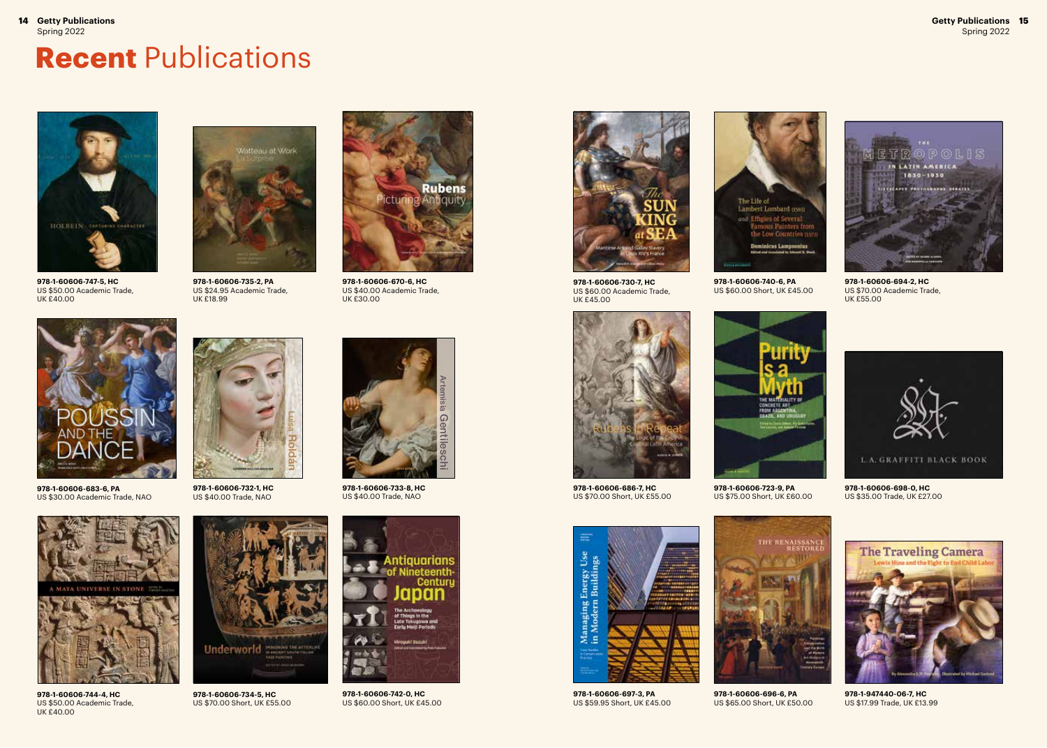# **Recent** Publications

**978-1-60606-747-5, HC**
US $50.00 Academic Trade,
UK £40.00

**978-1-60606-735-2, PA**
US $24.95 Academic Trade,
UK £18.99

**978-1-60606-670-6, HC**
US $40.00 Academic Trade,
UK £30.00

**978-1-60606-683-6, PA**
US $30.00 Academic Trade, NAO

**978-1-60606-732-1, HC**
US $40.00 Trade, NAO

**978-1-60606-733-8, HC**
US $40.00 Trade, NAO

**978-1-60606-744-4, HC**
US $50.00 Academic Trade,
UK £40.00

**978-1-60606-734-5, HC**
US $70.00 Short, UK £55.00

**978-1-60606-742-0, HC**
US $60.00 Short, UK £45.00

**978-1-60606-730-7, HC**
US $60.00 Academic Trade,
UK £45.00

**978-1-60606-740-6, PA**
US $60.00 Short, UK £45.00

**978-1-60606-694-2, HC**
US $70.00 Academic Trade,
UK £55.00

**978-1-60606-686-7, HC**
US $70.00 Short, UK £55.00

**978-1-60606-723-9, PA**
US $75.00 Short, UK £60.00

**978-1-60606-698-0, HC**
US $35.00 Trade, UK £27.00

**978-1-60606-697-3, PA**
US $59.95 Short, UK £45.00

**978-1-60606-696-6, PA**
US $65.00 Short, UK £50.00

**978-1-947440-06-7, HC**
US $17.99 Trade, UK £13.99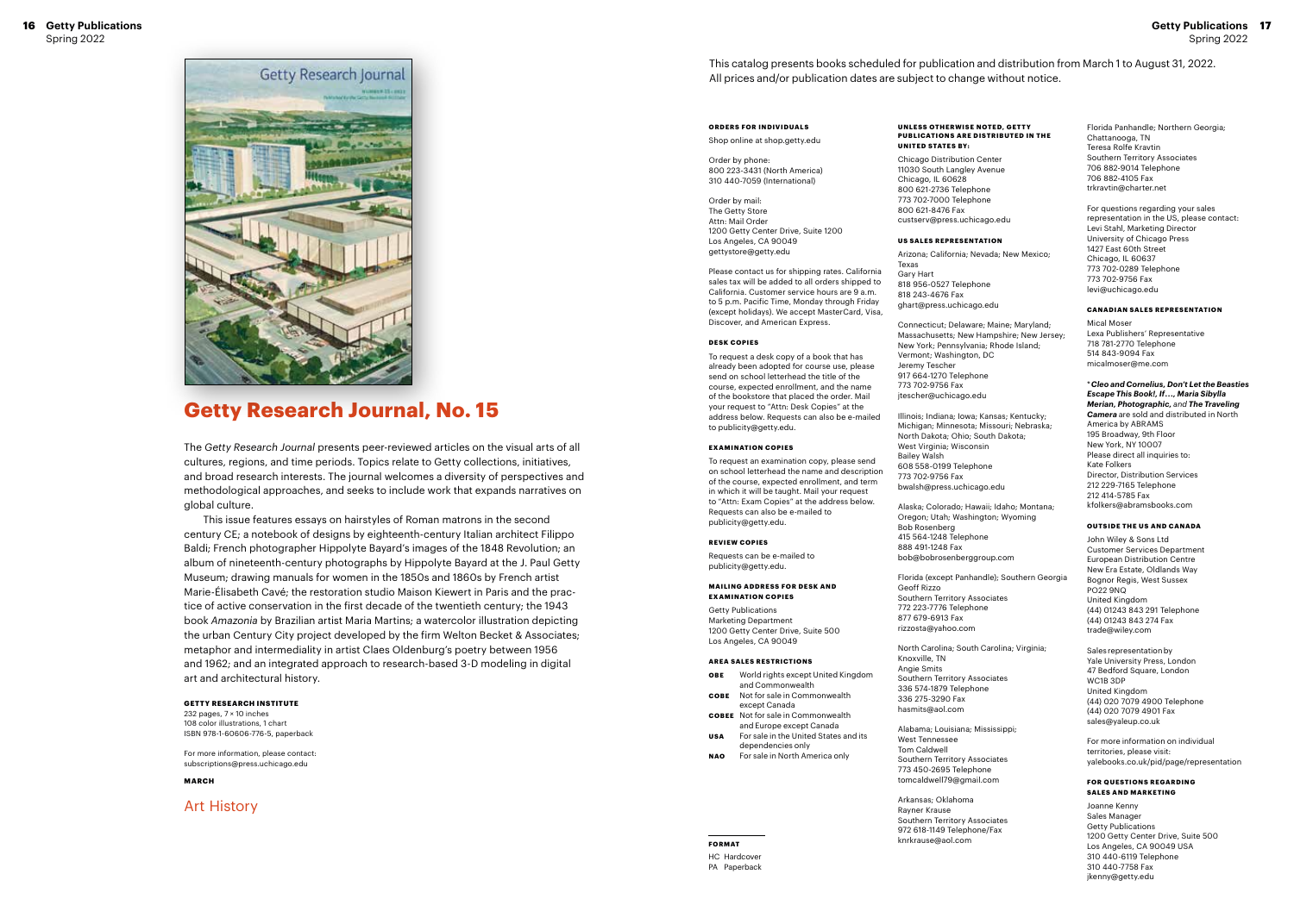# Getty Research Journal, No. 15

The *Getty Research Journal* presents peer-reviewed articles on the visual arts of all cultures, regions, and time periods. Topics relate to Getty collections, initiatives, and broad research interests. The journal welcomes a diversity of perspectives and methodological approaches, and seeks to include work that expands narratives on global culture.

This issue features essays on hairstyles of Roman matrons in the second century CE; a notebook of designs by eighteenth-century Italian architect Filippo Baldi; French photographer Hippolyte Bayard's images of the 1848 Revolution; an album of nineteenth-century photographs by Hippolyte Bayard at the J. Paul Getty Museum; drawing manuals for women in the 1850s and 1860s by French artist Marie-Élisabeth Cavé; the restoration studio Maison Kiewert in Paris and the practice of active conservation in the first decade of the twentieth century; the 1943 book *Amazonia* by Brazilian artist Maria Martins; a watercolor illustration depicting the urban Century City project developed by the firm Welton Becket & Associates; metaphor and intermediality in artist Claes Oldenburg's poetry between 1956 and 1962; and an integrated approach to research-based 3-D modeling in digital art and architectural history.

**GETTY RESEARCH INSTITUTE**
232 pages, 7 × 10 inches
108 color illustrations, 1 chart
ISBN 978-1-60606-776-5, paperback

For more information, please contact:
subscriptions@press.uchicago.edu

**MARCH**

Art History

---

This catalog presents books scheduled for publication and distribution from March 1 to August 31, 2022. All prices and/or publication dates are subject to change without notice.

**ORDERS FOR INDIVIDUALS**

Shop online at shop.getty.edu

Order by phone:
800 223-3431 (North America)
310 440-7059 (International)

Order by mail:
The Getty Store
Attn: Mail Order
1200 Getty Center Drive, Suite 1200
Los Angeles, CA 90049
gettystore@getty.edu

Please contact us for shipping rates. California sales tax will be added to all orders shipped to California. Customer service hours are 9 a.m. to 5 p.m. Pacific Time, Monday through Friday (except holidays). We accept MasterCard, Visa, Discover, and American Express.

**DESK COPIES**

To request a desk copy of a book that has already been adopted for course use, please send on school letterhead the title of the course, expected enrollment, and the name of the bookstore that placed the order. Mail your request to "Attn: Desk Copies" at the address below. Requests can also be e-mailed to publicity@getty.edu.

**EXAMINATION COPIES**

To request an examination copy, please send on school letterhead the name and description of the course, expected enrollment, and term in which it will be taught. Mail your request to "Attn: Exam Copies" at the address below. Requests can also be e-mailed to publicity@getty.edu.

**REVIEW COPIES**

Requests can be e-mailed to publicity@getty.edu.

**MAILING ADDRESS FOR DESK AND EXAMINATION COPIES**

Getty Publications
Marketing Department
1200 Getty Center Drive, Suite 500
Los Angeles, CA 90049

**AREA SALES RESTRICTIONS**

- **OBE** World rights except United Kingdom and Commonwealth
- **COBE** Not for sale in Commonwealth except Canada
- **COBEE** Not for sale in Commonwealth and Europe except Canada
- **USA** For sale in the United States and its dependencies only
- **NAO** For sale in North America only

**FORMAT**

HC Hardcover
PA Paperback

**UNLESS OTHERWISE NOTED, GETTY PUBLICATIONS ARE DISTRIBUTED IN THE UNITED STATES BY:**

Chicago Distribution Center
11030 South Langley Avenue
Chicago, IL 60628
800 621-2736 Telephone
773 702-7000 Telephone
800 621-8476 Fax
custserv@press.uchicago.edu

**US SALES REPRESENTATION**

Arizona; California; Nevada; New Mexico; Texas
Gary Hart
818 956-0527 Telephone
818 243-4676 Fax
ghart@press.uchicago.edu

Connecticut; Delaware; Maine; Maryland; Massachusetts; New Hampshire; New Jersey; New York; Pennsylvania; Rhode Island; Vermont; Washington, DC
Jeremy Tescher
917 664-1270 Telephone
773 702-9756 Fax
jtescher@uchicago.edu

Illinois; Indiana; Iowa; Kansas; Kentucky; Michigan; Minnesota; Missouri; Nebraska; North Dakota; Ohio; South Dakota; West Virginia; Wisconsin
Bailey Walsh
608 558-0199 Telephone
773 702-9756 Fax
bwalsh@press.uchicago.edu

Alaska; Colorado; Hawaii; Idaho; Montana; Oregon; Utah; Washington; Wyoming
Bob Rosenberg
415 564-1248 Telephone
888 491-1248 Fax
bob@bobrosenberggroup.com

Florida (except Panhandle); Southern Georgia
Geoff Rizzo
Southern Territory Associates
772 223-7776 Telephone
877 679-6913 Fax
rizzosta@yahoo.com

North Carolina; South Carolina; Virginia; Knoxville, TN
Angie Smits
Southern Territory Associates
336 574-1879 Telephone
336 275-3290 Fax
hasmits@aol.com

Alabama; Louisiana; Mississippi; West Tennessee
Tom Caldwell
Southern Territory Associates
773 450-2695 Telephone
tomcaldwell79@gmail.com

Arkansas; Oklahoma
Rayner Krause
Southern Territory Associates
972 618-1149 Telephone/Fax
knrkrause@aol.com

Florida Panhandle; Northern Georgia; Chattanooga, TN
Teresa Rolfe Kravtin
Southern Territory Associates
706 882-9014 Telephone
706 882-4105 Fax
trkravtin@charter.net

For questions regarding your sales representation in the US, please contact:
Levi Stahl, Marketing Director
University of Chicago Press
1427 East 60th Street
Chicago, IL 60637
773 702-0289 Telephone
773 702-9756 Fax
levi@uchicago.edu

**CANADIAN SALES REPRESENTATION**

Mical Moser
Lexa Publishers' Representative
718 781-2770 Telephone
514 843-9094 Fax
micalmoser@me.com

****Cleo and Cornelius*, *Don't Let the Beasties Escape This Book!*, *If . . .*, *Maria Sibylla Merian*, *Photographic*, and *The Traveling Camera*** are sold and distributed in North America by ABRAMS
195 Broadway, 9th Floor
New York, NY 10007
Please direct all inquiries to:
Kate Folkers
Director, Distribution Services
212 229-7165 Telephone
212 414-5785 Fax
kfolkers@abramsbooks.com

**OUTSIDE THE US AND CANADA**

John Wiley & Sons Ltd
Customer Services Department
European Distribution Centre
New Era Estate, Oldlands Way
Bognor Regis, West Sussex
PO22 9NQ
United Kingdom
(44) 01243 843 291 Telephone
(44) 01243 843 274 Fax
trade@wiley.com

Sales representation by
Yale University Press, London
47 Bedford Square, London
WC1B 3DP
United Kingdom
(44) 020 7079 4900 Telephone
(44) 020 7079 4901 Fax
sales@yaleup.co.uk

For more information on individual territories, please visit:
yalebooks.co.uk/pid/page/representation

**FOR QUESTIONS REGARDING SALES AND MARKETING**

Joanne Kenny
Sales Manager
Getty Publications
1200 Getty Center Drive, Suite 500
Los Angeles, CA 90049 USA
310 440-6119 Telephone
310 440-7758 Fax
jkenny@getty.edu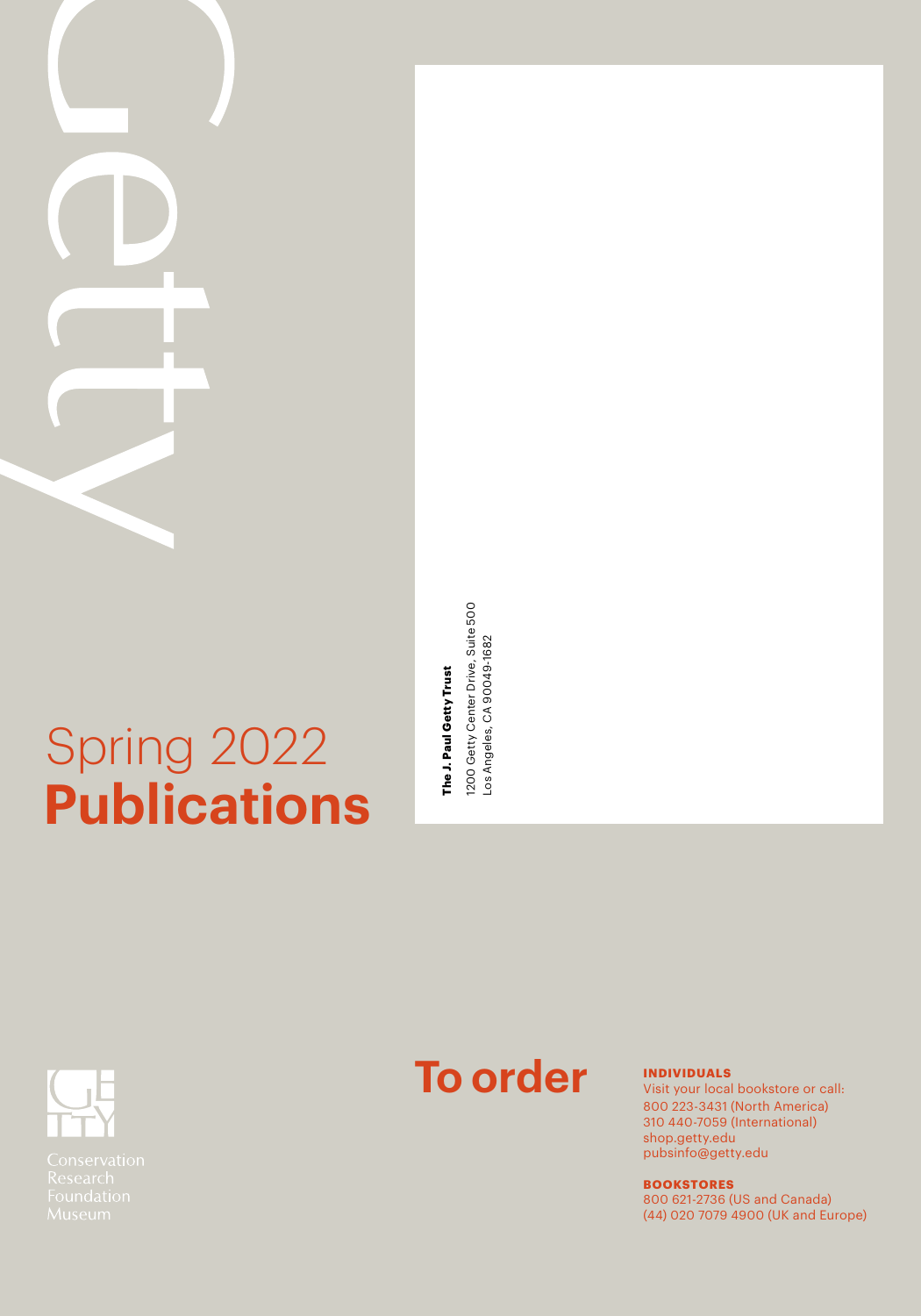Getty

# Spring 2022 **Publications**

**The J. Paul Getty Trust**
1200 Getty Center Drive, Suite 500
Los Angeles, CA 90049-1682

Conservation
Research
Foundation
Museum

# To order

**INDIVIDUALS**
Visit your local bookstore or call:
800 223-3431 (North America)
310 440-7059 (International)
shop.getty.edu
pubsinfo@getty.edu

**BOOKSTORES**
800 621-2736 (US and Canada)
(44) 020 7079 4900 (UK and Europe)